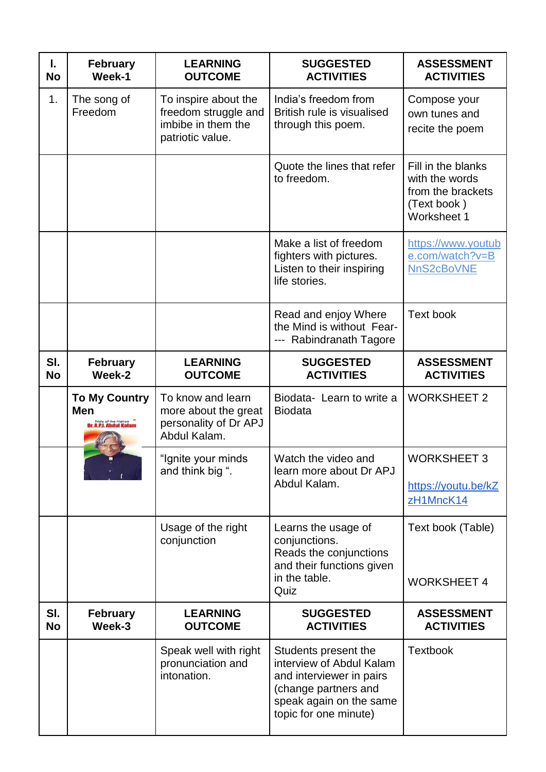| I. No | February Week-1 | LEARNING OUTCOME | SUGGESTED ACTIVITIES | ASSESSMENT ACTIVITIES |
|---|---|---|---|---|
| 1. | The song of Freedom | To inspire about the freedom struggle and imbibe in them the patriotic value. | India's freedom from British rule is visualised through this poem. | Compose your own tunes and recite the poem |
| | | | Quote the lines that refer to freedom. | Fill in the blanks with the words from the brackets (Text book ) Worksheet 1 |
| | | | Make a list of freedom fighters with pictures. Listen to their inspiring life stories. | https://www.youtube.com/watch?v=BNnS2cBoVNE |
| | | | Read and enjoy Where the Mind is without Fear- --- Rabindranath Tagore | Text book |
| **Sl. No** | **February Week-2** | **LEARNING OUTCOME** | **SUGGESTED ACTIVITIES** | **ASSESSMENT ACTIVITIES** |
| | **To My Country Men** | To know and learn more about the great personality of Dr APJ Abdul Kalam. | Biodata- Learn to write a Biodata | WORKSHEET 2 |
| | | "Ignite your minds and think big ". | Watch the video and learn more about Dr APJ Abdul Kalam. | WORKSHEET 3 https://youtu.be/kZzH1MncK14 |
| | | Usage of the right conjunction | Learns the usage of conjunctions. Reads the conjunctions and their functions given in the table. Quiz | Text book (Table) WORKSHEET 4 |
| **Sl. No** | **February Week-3** | **LEARNING OUTCOME** | **SUGGESTED ACTIVITIES** | **ASSESSMENT ACTIVITIES** |
| | | Speak well with right pronunciation and intonation. | Students present the interview of Abdul Kalam and interviewer in pairs (change partners and speak again on the same topic for one minute) | Textbook |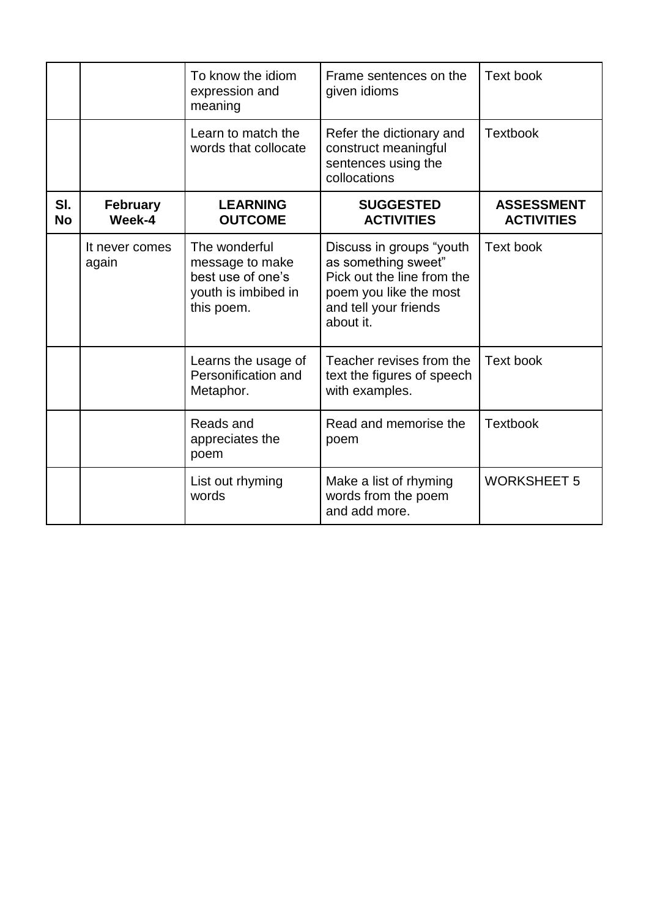| | | To know the idiom expression and meaning | Frame sentences on the given idioms | Text book |
|---|---|---|---|---|
| | | Learn to match the words that collocate | Refer the dictionary and construct meaningful sentences using the collocations | Textbook |
| **Sl. No** | **February Week-4** | **LEARNING OUTCOME** | **SUGGESTED ACTIVITIES** | **ASSESSMENT ACTIVITIES** |
| | It never comes again | The wonderful message to make best use of one's youth is imbibed in this poem. | Discuss in groups "youth as something sweet" Pick out the line from the poem you like the most and tell your friends about it. | Text book |
| | | Learns the usage of Personification and Metaphor. | Teacher revises from the text the figures of speech with examples. | Text book |
| | | Reads and appreciates the poem | Read and memorise the poem | Textbook |
| | | List out rhyming words | Make a list of rhyming words from the poem and add more. | WORKSHEET 5 |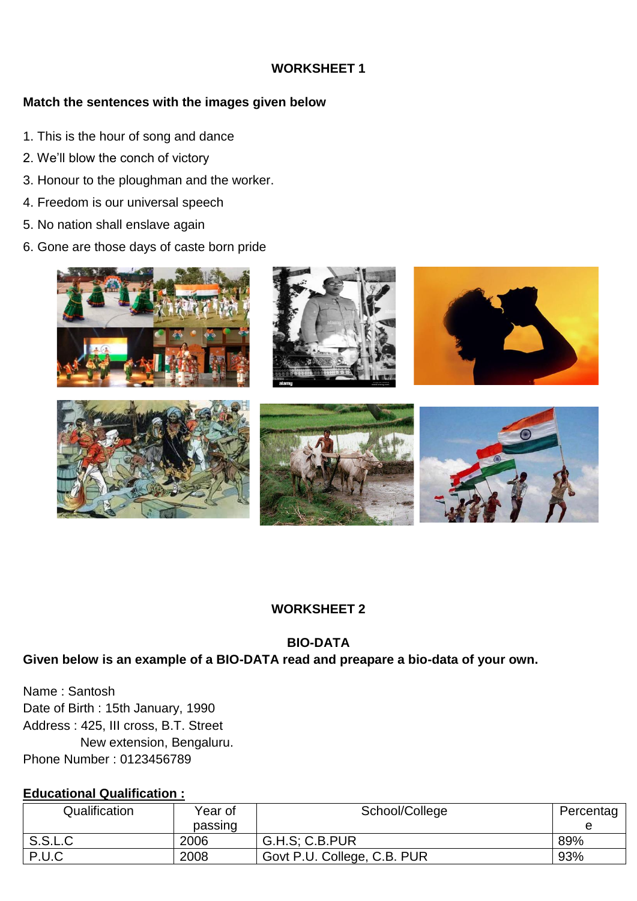## WORKSHEET 1

**Match the sentences with the images given below**

1. This is the hour of song and dance
2. We'll blow the conch of victory
3. Honour to the ploughman and the worker.
4. Freedom is our universal speech
5. No nation shall enslave again
6. Gone are those days of caste born pride

## WORKSHEET 2

### BIO-DATA

**Given below is an example of a BIO-DATA read and preapare a bio-data of your own.**

Name : Santosh
Date of Birth : 15th January, 1990
Address : 425, III cross, B.T. Street
New extension, Bengaluru.
Phone Number : 0123456789

**Educational Qualification :**

| Qualification | Year of passing | School/College | Percentage |
|---|---|---|---|
| S.S.L.C | 2006 | G.H.S; C.B.PUR | 89% |
| P.U.C | 2008 | Govt P.U. College, C.B. PUR | 93% |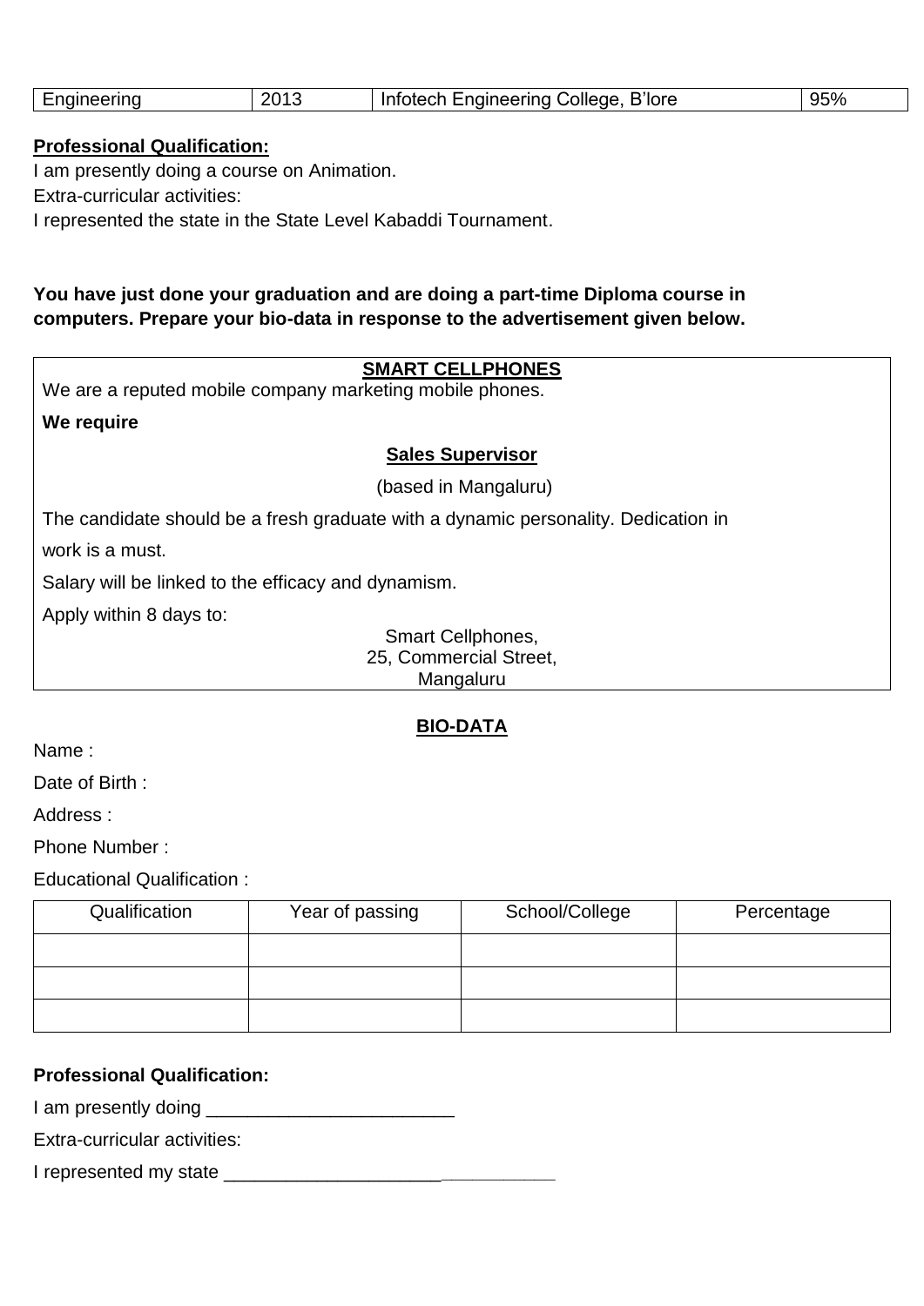| Engineering | 2013 | Infotech Engineering College, B'lore | 95% |
|---|---|---|---|

**Professional Qualification:**

I am presently doing a course on Animation.

Extra-curricular activities:

I represented the state in the State Level Kabaddi Tournament.

**You have just done your graduation and are doing a part-time Diploma course in computers. Prepare your bio-data in response to the advertisement given below.**

**SMART CELLPHONES**

We are a reputed mobile company marketing mobile phones.

**We require**

**Sales Supervisor**

(based in Mangaluru)

The candidate should be a fresh graduate with a dynamic personality. Dedication in work is a must.

Salary will be linked to the efficacy and dynamism.

Apply within 8 days to:

Smart Cellphones,
25, Commercial Street,
Mangaluru

## BIO-DATA

Name :

Date of Birth :

Address :

Phone Number :

Educational Qualification :

| Qualification | Year of passing | School/College | Percentage |
|---|---|---|---|
| | | | |
| | | | |
| | | | |

**Professional Qualification:**

I am presently doing ________________________

Extra-curricular activities:

I represented my state ________________________________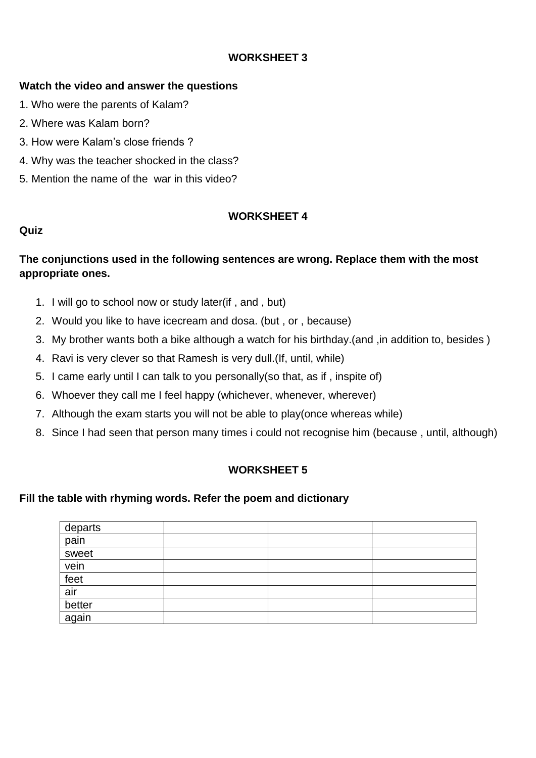**WORKSHEET 3**

**Watch the video and answer the questions**

1. Who were the parents of Kalam?
2. Where was Kalam born?
3. How were Kalam's close friends ?
4. Why was the teacher shocked in the class?
5. Mention the name of the  war in this video?

**WORKSHEET 4**

**Quiz**

**The conjunctions used in the following sentences are wrong. Replace them with the most appropriate ones.**

1. I will go to school now or study later(if , and , but)
2. Would you like to have icecream and dosa. (but , or , because)
3. My brother wants both a bike although a watch for his birthday.(and ,in addition to, besides )
4. Ravi is very clever so that Ramesh is very dull.(If, until, while)
5. I came early until I can talk to you personally(so that, as if , inspite of)
6. Whoever they call me I feel happy (whichever, whenever, wherever)
7. Although the exam starts you will not be able to play(once whereas while)
8. Since I had seen that person many times i could not recognise him (because , until, although)

**WORKSHEET 5**

**Fill the table with rhyming words. Refer the poem and dictionary**

| | | | |
|---|---|---|---|
| departs | | | |
| pain | | | |
| sweet | | | |
| vein | | | |
| feet | | | |
| air | | | |
| better | | | |
| again | | | |